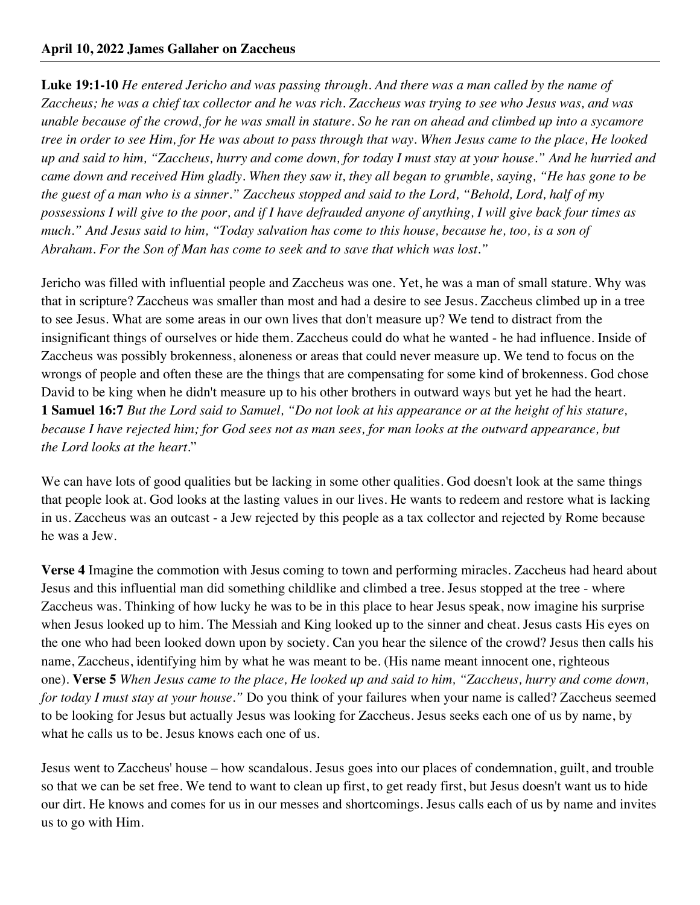**April 10, 2022 James Gallaher on Zaccheus**

---

**Luke 19:1-10** *He entered Jericho and was passing through. And there was a man called by the name of Zaccheus; he was a chief tax collector and he was rich. Zaccheus was trying to see who Jesus was, and was unable because of the crowd, for he was small in stature. So he ran on ahead and climbed up into a sycamore tree in order to see Him, for He was about to pass through that way. When Jesus came to the place, He looked up and said to him, "Zaccheus, hurry and come down, for today I must stay at your house." And he hurried and came down and received Him gladly. When they saw it, they all began to grumble, saying, "He has gone to be the guest of a man who is a sinner." Zaccheus stopped and said to the Lord, "Behold, Lord, half of my possessions I will give to the poor, and if I have defrauded anyone of anything, I will give back four times as much." And Jesus said to him, "Today salvation has come to this house, because he, too, is a son of Abraham. For the Son of Man has come to seek and to save that which was lost."*

Jericho was filled with influential people and Zaccheus was one. Yet, he was a man of small stature. Why was that in scripture? Zaccheus was smaller than most and had a desire to see Jesus. Zaccheus climbed up in a tree to see Jesus. What are some areas in our own lives that don't measure up? We tend to distract from the insignificant things of ourselves or hide them. Zaccheus could do what he wanted - he had influence. Inside of Zaccheus was possibly brokenness, aloneness or areas that could never measure up. We tend to focus on the wrongs of people and often these are the things that are compensating for some kind of brokenness. God chose David to be king when he didn't measure up to his other brothers in outward ways but yet he had the heart.
**1 Samuel 16:7** *But the Lord said to Samuel, "Do not look at his appearance or at the height of his stature, because I have rejected him; for God sees not as man sees, for man looks at the outward appearance, but the Lord looks at the heart*."

We can have lots of good qualities but be lacking in some other qualities. God doesn't look at the same things that people look at. God looks at the lasting values in our lives. He wants to redeem and restore what is lacking in us. Zaccheus was an outcast - a Jew rejected by this people as a tax collector and rejected by Rome because he was a Jew.

**Verse 4** Imagine the commotion with Jesus coming to town and performing miracles. Zaccheus had heard about Jesus and this influential man did something childlike and climbed a tree. Jesus stopped at the tree - where Zaccheus was. Thinking of how lucky he was to be in this place to hear Jesus speak, now imagine his surprise when Jesus looked up to him. The Messiah and King looked up to the sinner and cheat. Jesus casts His eyes on the one who had been looked down upon by society. Can you hear the silence of the crowd? Jesus then calls his name, Zaccheus, identifying him by what he was meant to be. (His name meant innocent one, righteous one). **Verse 5** *When Jesus came to the place, He looked up and said to him, "Zaccheus, hurry and come down, for today I must stay at your house."* Do you think of your failures when your name is called? Zaccheus seemed to be looking for Jesus but actually Jesus was looking for Zaccheus. Jesus seeks each one of us by name, by what he calls us to be. Jesus knows each one of us.

Jesus went to Zaccheus' house – how scandalous. Jesus goes into our places of condemnation, guilt, and trouble so that we can be set free. We tend to want to clean up first, to get ready first, but Jesus doesn't want us to hide our dirt. He knows and comes for us in our messes and shortcomings. Jesus calls each of us by name and invites us to go with Him.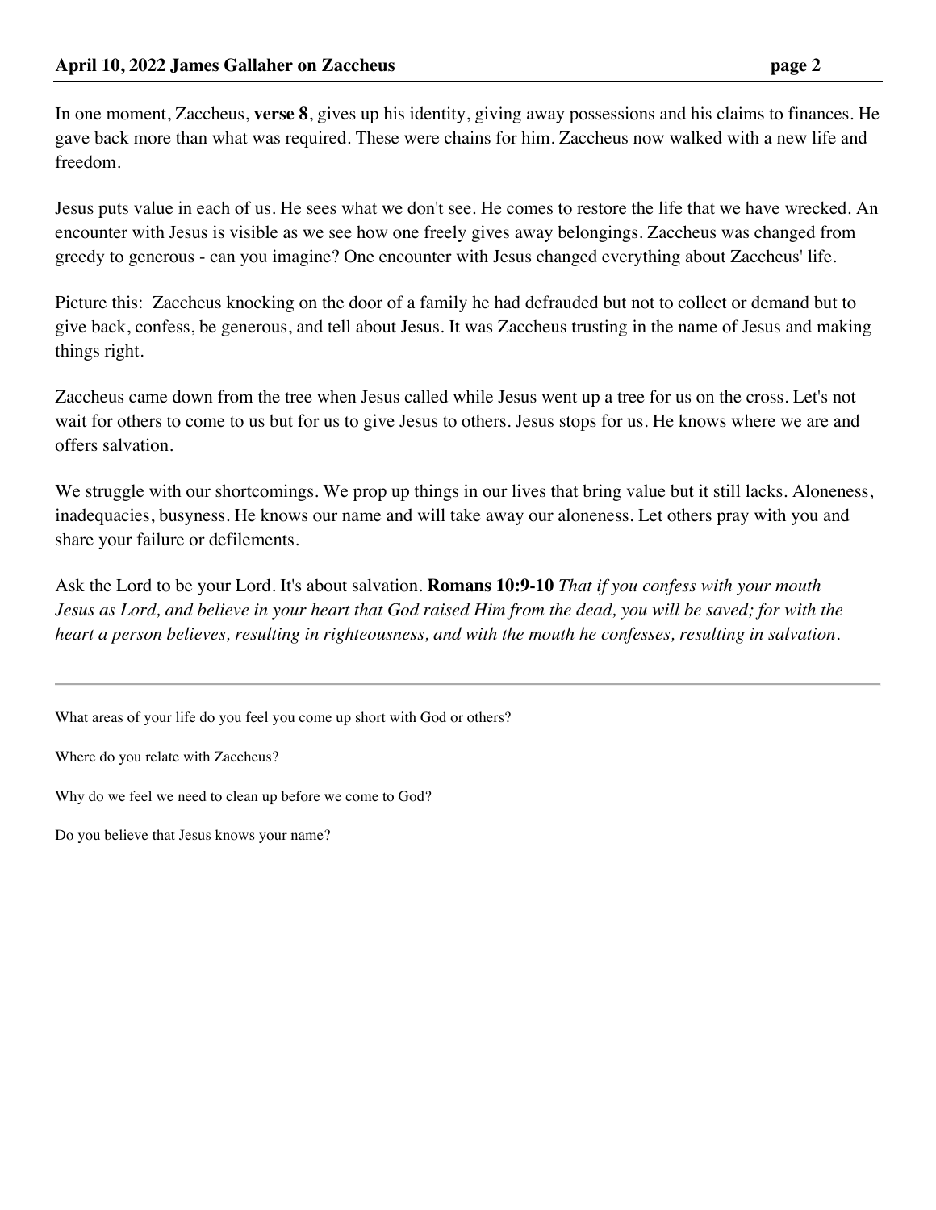In one moment, Zaccheus, **verse 8**, gives up his identity, giving away possessions and his claims to finances. He gave back more than what was required. These were chains for him. Zaccheus now walked with a new life and freedom.

Jesus puts value in each of us. He sees what we don't see. He comes to restore the life that we have wrecked. An encounter with Jesus is visible as we see how one freely gives away belongings. Zaccheus was changed from greedy to generous - can you imagine? One encounter with Jesus changed everything about Zaccheus' life.

Picture this: Zaccheus knocking on the door of a family he had defrauded but not to collect or demand but to give back, confess, be generous, and tell about Jesus. It was Zaccheus trusting in the name of Jesus and making things right.

Zaccheus came down from the tree when Jesus called while Jesus went up a tree for us on the cross. Let's not wait for others to come to us but for us to give Jesus to others. Jesus stops for us. He knows where we are and offers salvation.

We struggle with our shortcomings. We prop up things in our lives that bring value but it still lacks. Aloneness, inadequacies, busyness. He knows our name and will take away our aloneness. Let others pray with you and share your failure or defilements.

Ask the Lord to be your Lord. It's about salvation. **Romans 10:9-10** *That if you confess with your mouth Jesus as Lord, and believe in your heart that God raised Him from the dead, you will be saved; for with the heart a person believes, resulting in righteousness, and with the mouth he confesses, resulting in salvation.*

---

What areas of your life do you feel you come up short with God or others?

Where do you relate with Zaccheus?

Why do we feel we need to clean up before we come to God?

Do you believe that Jesus knows your name?